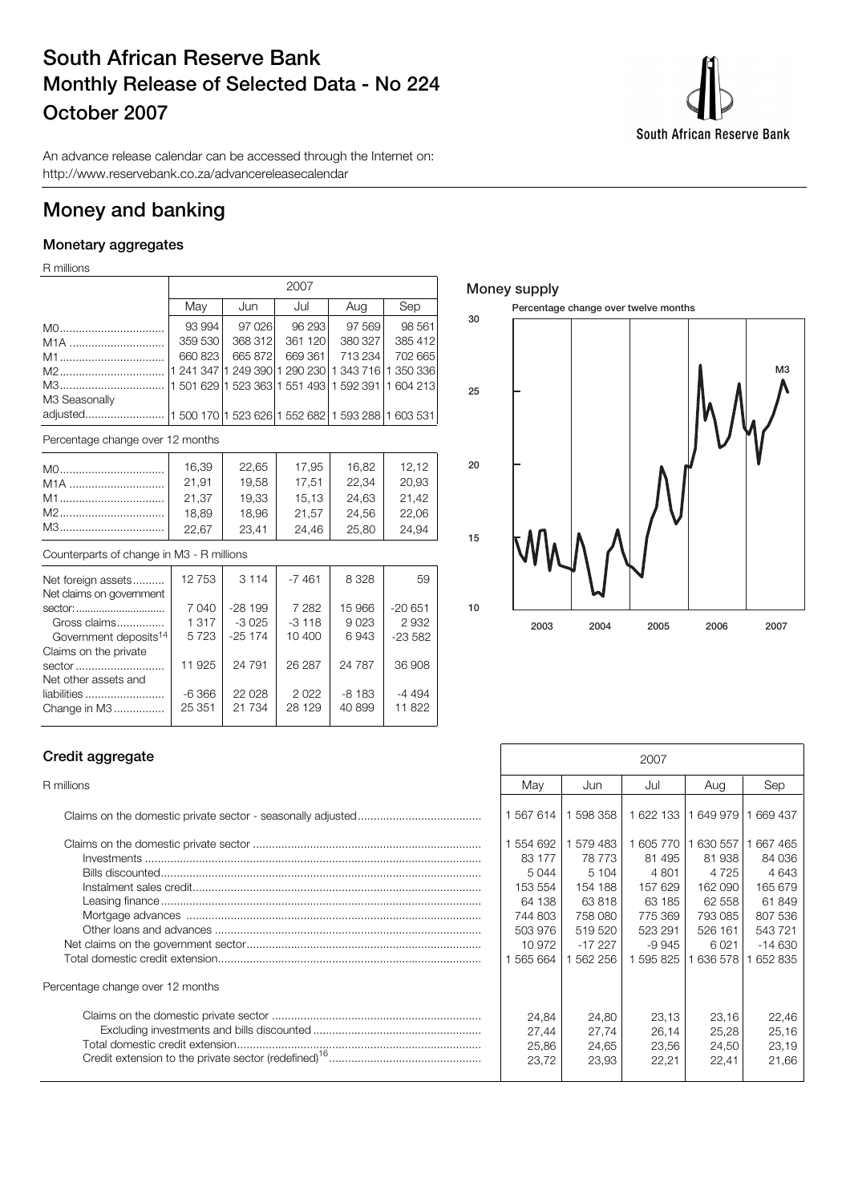# South African Reserve Bank

## Monthly Release of Selected Data - No 224

## October 2007

South African Reserve Bank

An advance release calendar can be accessed through the Internet on: http://www.reservebank.co.za/advancereleasecalendar

# Money and banking

### Monetary aggregates

R millions

| | 2007 | | | | |
|---|---|---|---|---|---|
| | May | Jun | Jul | Aug | Sep |
| M0 | 93 994 | 97 026 | 96 293 | 97 569 | 98 561 |
| M1A | 359 530 | 368 312 | 361 120 | 380 327 | 385 412 |
| M1 | 660 823 | 665 872 | 669 361 | 713 234 | 702 665 |
| M2 | 1 241 347 | 1 249 390 | 1 290 230 | 1 343 716 | 1 350 336 |
| M3 | 1 501 629 | 1 523 363 | 1 551 493 | 1 592 391 | 1 604 213 |
| M3 Seasonally adjusted | 1 500 170 | 1 523 626 | 1 552 682 | 1 593 288 | 1 603 531 |

Percentage change over 12 months

| | May | Jun | Jul | Aug | Sep |
|---|---|---|---|---|---|
| M0 | 16,39 | 22,65 | 17,95 | 16,82 | 12,12 |
| M1A | 21,91 | 19,58 | 17,51 | 22,34 | 20,93 |
| M1 | 21,37 | 19,33 | 15,13 | 24,63 | 21,42 |
| M2 | 18,89 | 18,96 | 21,57 | 24,56 | 22,06 |
| M3 | 22,67 | 23,41 | 24,46 | 25,80 | 24,94 |

Counterparts of change in M3 - R millions

| | May | Jun | Jul | Aug | Sep |
|---|---|---|---|---|---|
| Net foreign assets | 12 753 | 3 114 | -7 461 | 8 328 | 59 |
| Net claims on government sector: | 7 040 | -28 199 | 7 282 | 15 966 | -20 651 |
| Gross claims | 1 317 | -3 025 | -3 118 | 9 023 | 2 932 |
| Government deposits[14] | 5 723 | -25 174 | 10 400 | 6 943 | -23 582 |
| Claims on the private sector | 11 925 | 24 791 | 26 287 | 24 787 | 36 908 |
| Net other assets and liabilities | -6 366 | 22 028 | 2 022 | -8 183 | -4 494 |
| Change in M3 | 25 351 | 21 734 | 28 129 | 40 899 | 11 822 |

**Money supply**

Percentage change over twelve months

### Credit aggregate

R millions

| | 2007 | | | | |
|---|---|---|---|---|---|
| | May | Jun | Jul | Aug | Sep |
| Claims on the domestic private sector - seasonally adjusted | 1 567 614 | 1 598 358 | 1 622 133 | 1 649 979 | 1 669 437 |
| Claims on the domestic private sector | 1 554 692 | 1 579 483 | 1 605 770 | 1 630 557 | 1 667 465 |
| Investments | 83 177 | 78 773 | 81 495 | 81 938 | 84 036 |
| Bills discounted | 5 044 | 5 104 | 4 801 | 4 725 | 4 643 |
| Instalment sales credit | 153 554 | 154 188 | 157 629 | 162 090 | 165 679 |
| Leasing finance | 64 138 | 63 818 | 63 185 | 62 558 | 61 849 |
| Mortgage advances | 744 803 | 758 080 | 775 369 | 793 085 | 807 536 |
| Other loans and advances | 503 976 | 519 520 | 523 291 | 526 161 | 543 721 |
| Net claims on the government sector | 10 972 | -17 227 | -9 945 | 6 021 | -14 630 |
| Total domestic credit extension | 1 565 664 | 1 562 256 | 1 595 825 | 1 636 578 | 1 652 835 |
| **Percentage change over 12 months** | | | | | |
| Claims on the domestic private sector | 24,84 | 24,80 | 23,13 | 23,16 | 22,46 |
| Excluding investments and bills discounted | 27,44 | 27,74 | 26,14 | 25,28 | 25,16 |
| Total domestic credit extension | 25,86 | 24,65 | 23,56 | 24,50 | 23,19 |
| Credit extension to the private sector (redefined)[16] | 23,72 | 23,93 | 22,21 | 22,41 | 21,66 |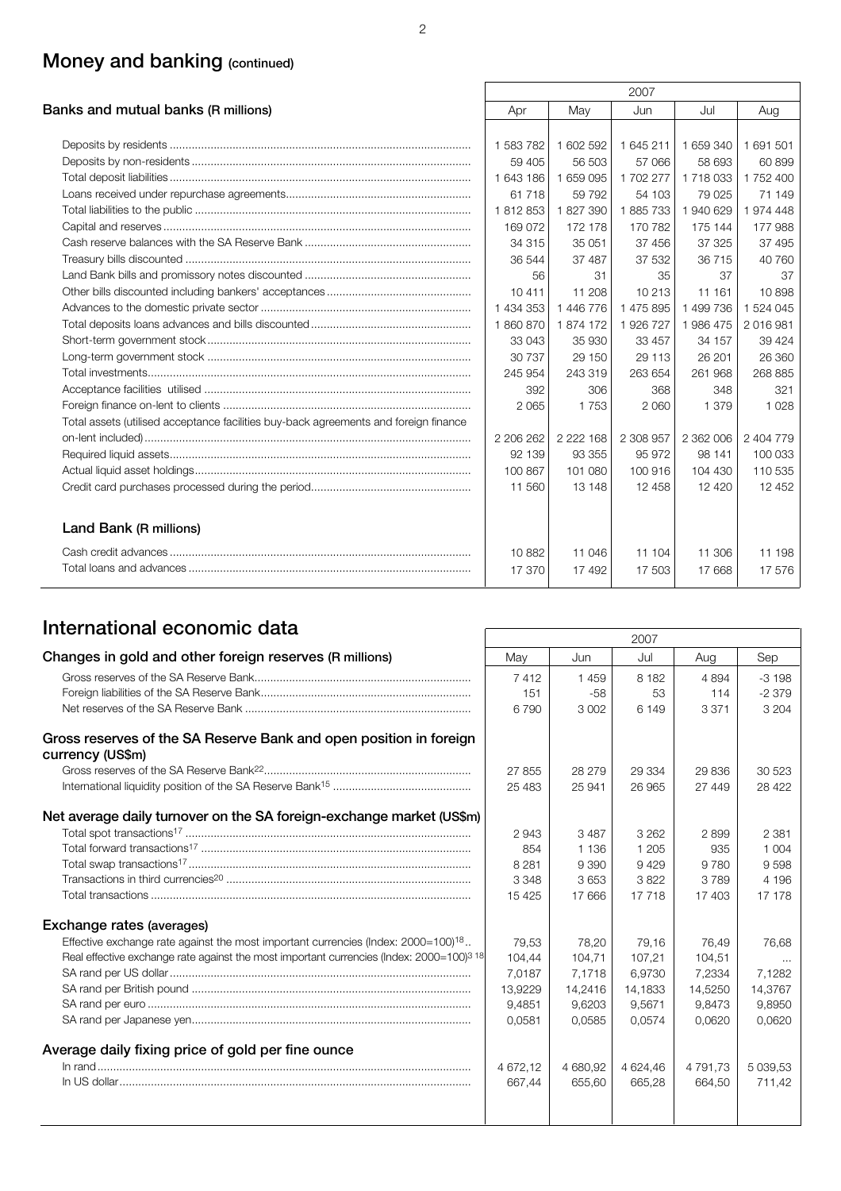## Money and banking (continued)

| Banks and mutual banks (R millions) | 2007 | | | | |
|---|---|---|---|---|---|
| | Apr | May | Jun | Jul | Aug |
| Deposits by residents | 1 583 782 | 1 602 592 | 1 645 211 | 1 659 340 | 1 691 501 |
| Deposits by non-residents | 59 405 | 56 503 | 57 066 | 58 693 | 60 899 |
| Total deposit liabilities | 1 643 186 | 1 659 095 | 1 702 277 | 1 718 033 | 1 752 400 |
| Loans received under repurchase agreements | 61 718 | 59 792 | 54 103 | 79 025 | 71 149 |
| Total liabilities to the public | 1 812 853 | 1 827 390 | 1 885 733 | 1 940 629 | 1 974 448 |
| Capital and reserves | 169 072 | 172 178 | 170 782 | 175 144 | 177 988 |
| Cash reserve balances with the SA Reserve Bank | 34 315 | 35 051 | 37 456 | 37 325 | 37 495 |
| Treasury bills discounted | 36 544 | 37 487 | 37 532 | 36 715 | 40 760 |
| Land Bank bills and promissory notes discounted | 56 | 31 | 35 | 37 | 37 |
| Other bills discounted including bankers' acceptances | 10 411 | 11 208 | 10 213 | 11 161 | 10 898 |
| Advances to the domestic private sector | 1 434 353 | 1 446 776 | 1 475 895 | 1 499 736 | 1 524 045 |
| Total deposits loans advances and bills discounted | 1 860 870 | 1 874 172 | 1 926 727 | 1 986 475 | 2 016 981 |
| Short-term government stock | 33 043 | 35 930 | 33 457 | 34 157 | 39 424 |
| Long-term government stock | 30 737 | 29 150 | 29 113 | 26 201 | 26 360 |
| Total investments | 245 954 | 243 319 | 263 654 | 261 968 | 268 885 |
| Acceptance facilities utilised | 392 | 306 | 368 | 348 | 321 |
| Foreign finance on-lent to clients | 2 065 | 1 753 | 2 060 | 1 379 | 1 028 |
| Total assets (utilised acceptance facilities buy-back agreements and foreign finance on-lent included) | 2 206 262 | 2 222 168 | 2 308 957 | 2 362 006 | 2 404 779 |
| Required liquid assets | 92 139 | 93 355 | 95 972 | 98 141 | 100 033 |
| Actual liquid asset holdings | 100 867 | 101 080 | 100 916 | 104 430 | 110 535 |
| Credit card purchases processed during the period | 11 560 | 13 148 | 12 458 | 12 420 | 12 452 |
| **Land Bank (R millions)** | | | | | |
| Cash credit advances | 10 882 | 11 046 | 11 104 | 11 306 | 11 198 |
| Total loans and advances | 17 370 | 17 492 | 17 503 | 17 668 | 17 576 |

## International economic data

| | 2007 | | | | |
|---|---|---|---|---|---|
| **Changes in gold and other foreign reserves (R millions)** | May | Jun | Jul | Aug | Sep |
| Gross reserves of the SA Reserve Bank | 7 412 | 1 459 | 8 182 | 4 894 | -3 198 |
| Foreign liabilities of the SA Reserve Bank | 151 | -58 | 53 | 114 | -2 379 |
| Net reserves of the SA Reserve Bank | 6 790 | 3 002 | 6 149 | 3 371 | 3 204 |
| **Gross reserves of the SA Reserve Bank and open position in foreign currency (US$m)** | | | | | |
| Gross reserves of the SA Reserve Bank[22] | 27 855 | 28 279 | 29 334 | 29 836 | 30 523 |
| International liquidity position of the SA Reserve Bank[15] | 25 483 | 25 941 | 26 965 | 27 449 | 28 422 |
| **Net average daily turnover on the SA foreign-exchange market (US$m)** | | | | | |
| Total spot transactions[17] | 2 943 | 3 487 | 3 262 | 2 899 | 2 381 |
| Total forward transactions[17] | 854 | 1 136 | 1 205 | 935 | 1 004 |
| Total swap transactions[17] | 8 281 | 9 390 | 9 429 | 9 780 | 9 598 |
| Transactions in third currencies[20] | 3 348 | 3 653 | 3 822 | 3 789 | 4 196 |
| Total transactions | 15 425 | 17 666 | 17 718 | 17 403 | 17 178 |
| **Exchange rates (averages)** | | | | | |
| Effective exchange rate against the most important currencies (Index: 2000=100)[18] | 79,53 | 78,20 | 79,16 | 76,49 | 76,68 |
| Real effective exchange rate against the most important currencies (Index: 2000=100)[3 18] | 104,44 | 104,71 | 107,21 | 104,51 | ... |
| SA rand per US dollar | 7,0187 | 7,1718 | 6,9730 | 7,2334 | 7,1282 |
| SA rand per British pound | 13,9229 | 14,2416 | 14,1833 | 14,5250 | 14,3767 |
| SA rand per euro | 9,4851 | 9,6203 | 9,5671 | 9,8473 | 9,8950 |
| SA rand per Japanese yen | 0,0581 | 0,0585 | 0,0574 | 0,0620 | 0,0620 |
| **Average daily fixing price of gold per fine ounce** | | | | | |
| In rand | 4 672,12 | 4 680,92 | 4 624,46 | 4 791,73 | 5 039,53 |
| In US dollar | 667,44 | 655,60 | 665,28 | 664,50 | 711,42 |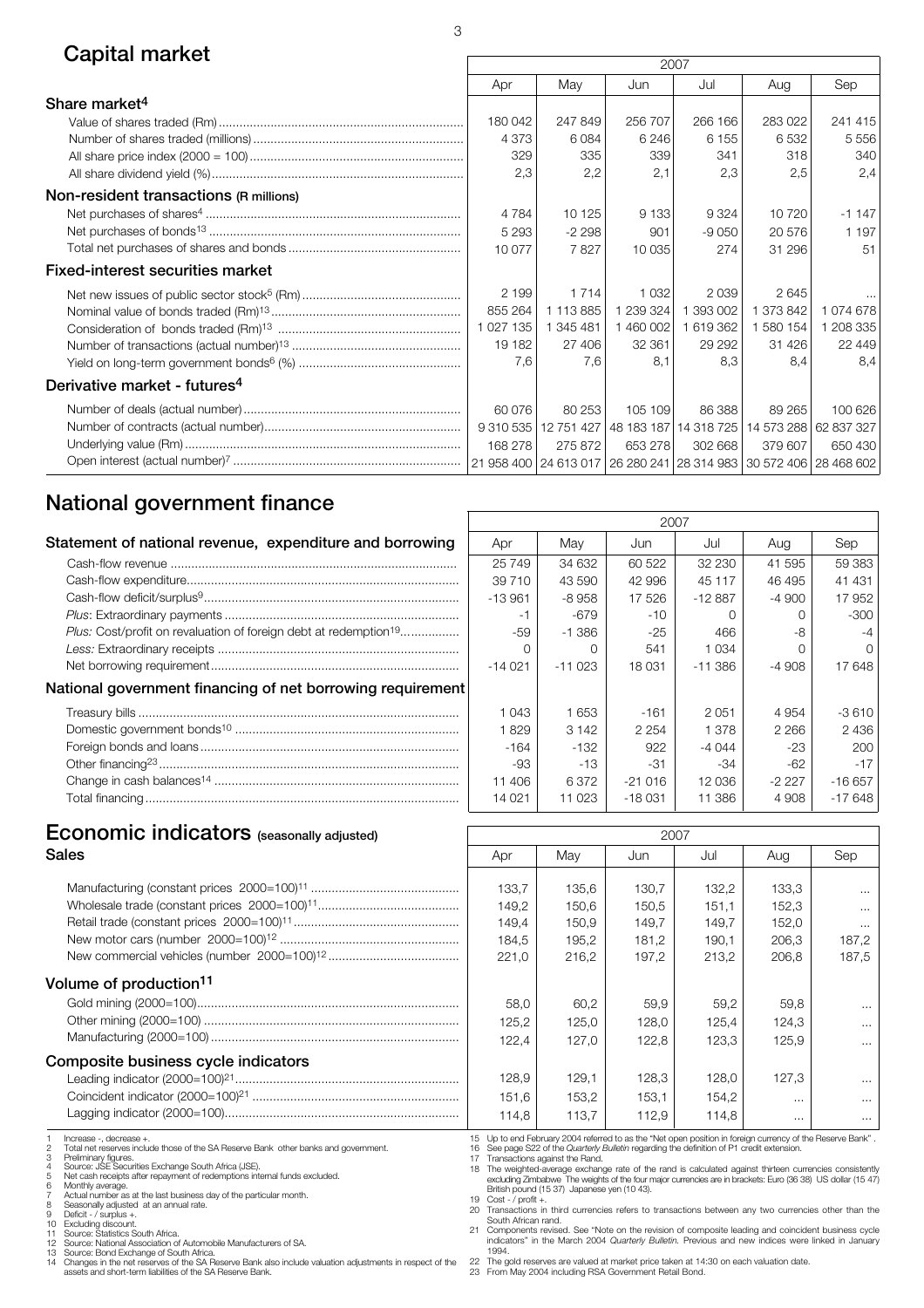## Capital market

| | 2007 | | | | | |
|---|---|---|---|---|---|---|
| | Apr | May | Jun | Jul | Aug | Sep |
| **Share market**[4] | | | | | | |
| Value of shares traded (Rm) | 180 042 | 247 849 | 256 707 | 266 166 | 283 022 | 241 415 |
| Number of shares traded (millions) | 4 373 | 6 084 | 6 246 | 6 155 | 6 532 | 5 556 |
| All share price index (2000 = 100) | 329 | 335 | 339 | 341 | 318 | 340 |
| All share dividend yield (%) | 2,3 | 2,2 | 2,1 | 2,3 | 2,5 | 2,4 |
| **Non-resident transactions (R millions)** | | | | | | |
| Net purchases of shares[4] | 4 784 | 10 125 | 9 133 | 9 324 | 10 720 | -1 147 |
| Net purchases of bonds[13] | 5 293 | -2 298 | 901 | -9 050 | 20 576 | 1 197 |
| Total net purchases of shares and bonds | 10 077 | 7 827 | 10 035 | 274 | 31 296 | 51 |
| **Fixed-interest securities market** | | | | | | |
| Net new issues of public sector stock[5] (Rm) | 2 199 | 1 714 | 1 032 | 2 039 | 2 645 | ... |
| Nominal value of bonds traded (Rm)[13] | 855 264 | 1 113 885 | 1 239 324 | 1 393 002 | 1 373 842 | 1 074 678 |
| Consideration of bonds traded (Rm)[13] | 1 027 135 | 1 345 481 | 1 460 002 | 1 619 362 | 1 580 154 | 1 208 335 |
| Number of transactions (actual number)[13] | 19 182 | 27 406 | 32 361 | 29 292 | 31 426 | 22 449 |
| Yield on long-term government bonds[6] (%) | 7,6 | 7,6 | 8,1 | 8,3 | 8,4 | 8,4 |
| **Derivative market - futures**[4] | | | | | | |
| Number of deals (actual number) | 60 076 | 80 253 | 105 109 | 86 388 | 89 265 | 100 626 |
| Number of contracts (actual number) | 9 310 535 | 12 751 427 | 48 183 187 | 14 318 725 | 14 573 288 | 62 837 327 |
| Underlying value (Rm) | 168 278 | 275 872 | 653 278 | 302 668 | 379 607 | 650 430 |
| Open interest (actual number)[7] | 21 958 400 | 24 613 017 | 26 280 241 | 28 314 983 | 30 572 406 | 28 468 602 |

## National government finance

| | 2007 | | | | | |
|---|---|---|---|---|---|---|
| **Statement of national revenue, expenditure and borrowing** | Apr | May | Jun | Jul | Aug | Sep |
| Cash-flow revenue | 25 749 | 34 632 | 60 522 | 32 230 | 41 595 | 59 383 |
| Cash-flow expenditure | 39 710 | 43 590 | 42 996 | 45 117 | 46 495 | 41 431 |
| Cash-flow deficit/surplus[9] | -13 961 | -8 958 | 17 526 | -12 887 | -4 900 | 17 952 |
| *Plus*: Extraordinary payments | -1 | -679 | -10 | 0 | 0 | -300 |
| *Plus:* Cost/profit on revaluation of foreign debt at redemption[19] | -59 | -1 386 | -25 | 466 | -8 | -4 |
| *Less:* Extraordinary receipts | 0 | 0 | 541 | 1 034 | 0 | 0 |
| Net borrowing requirement | -14 021 | -11 023 | 18 031 | -11 386 | -4 908 | 17 648 |
| **National government financing of net borrowing requirement** | | | | | | |
| Treasury bills | 1 043 | 1 653 | -161 | 2 051 | 4 954 | -3 610 |
| Domestic government bonds[10] | 1 829 | 3 142 | 2 254 | 1 378 | 2 266 | 2 436 |
| Foreign bonds and loans | -164 | -132 | 922 | -4 044 | -23 | 200 |
| Other financing[23] | -93 | -13 | -31 | -34 | -62 | -17 |
| Change in cash balances[14] | 11 406 | 6 372 | -21 016 | 12 036 | -2 227 | -16 657 |
| Total financing | 14 021 | 11 023 | -18 031 | 11 386 | 4 908 | -17 648 |

## Economic indicators (seasonally adjusted)

| | 2007 | | | | | |
|---|---|---|---|---|---|---|
| **Sales** | Apr | May | Jun | Jul | Aug | Sep |
| Manufacturing (constant prices 2000=100)[11] | 133,7 | 135,6 | 130,7 | 132,2 | 133,3 | ... |
| Wholesale trade (constant prices 2000=100)[11] | 149,2 | 150,6 | 150,5 | 151,1 | 152,3 | ... |
| Retail trade (constant prices 2000=100)[11] | 149,4 | 150,9 | 149,7 | 149,7 | 152,0 | ... |
| New motor cars (number 2000=100)[12] | 184,5 | 195,2 | 181,2 | 190,1 | 206,3 | 187,2 |
| New commercial vehicles (number 2000=100)[12] | 221,0 | 216,2 | 197,2 | 213,2 | 206,8 | 187,5 |
| **Volume of production**[11] | | | | | | |
| Gold mining (2000=100) | 58,0 | 60,2 | 59,9 | 59,2 | 59,8 | ... |
| Other mining (2000=100) | 125,2 | 125,0 | 128,0 | 125,4 | 124,3 | ... |
| Manufacturing (2000=100) | 122,4 | 127,0 | 122,8 | 123,3 | 125,9 | ... |
| **Composite business cycle indicators** | | | | | | |
| Leading indicator (2000=100)[21] | 128,9 | 129,1 | 128,3 | 128,0 | 127,3 | ... |
| Coincident indicator (2000=100)[21] | 151,6 | 153,2 | 153,1 | 154,2 | ... | ... |
| Lagging indicator (2000=100) | 114,8 | 113,7 | 112,9 | 114,8 | ... | ... |

1 Increase -, decrease +.
2 Total net reserves include those of the SA Reserve Bank other banks and government.
3 Preliminary figures.
4 Source: JSE Securities Exchange South Africa (JSE).
5 Net cash receipts after repayment of redemptions internal funds excluded.
6 Monthly average.
7 Actual number as at the last business day of the particular month.
8 Seasonally adjusted at an annual rate.
9 Deficit - / surplus +.
10 Excluding discount.
11 Source: Statistics South Africa.
12 Source: National Association of Automobile Manufacturers of SA.
13 Source: Bond Exchange of South Africa.
14 Changes in the net reserves of the SA Reserve Bank also include valuation adjustments in respect of the assets and short-term liabilities of the SA Reserve Bank.
15 Up to end February 2004 referred to as the "Net open position in foreign currency of the Reserve Bank".
16 See page S22 of the *Quarterly Bulletin* regarding the definition of P1 credit extension.
17 Transactions against the Rand.
18 The weighted-average exchange rate of the rand is calculated against thirteen currencies consistently excluding Zimbabwe The weights of the four major currencies are in brackets: Euro (36 38) US dollar (15 47) British pound (15 37) Japanese yen (10 43).
19 Cost - / profit +.
20 Transactions in third currencies refers to transactions between any two currencies other than the South African rand.
21 Components revised. See "Note on the revision of composite leading and coincident business cycle indicators" in the March 2004 *Quarterly Bulletin*. Previous and new indices were linked in January 1994.
22 The gold reserves are valued at market price taken at 14:30 on each valuation date.
23 From May 2004 including RSA Government Retail Bond.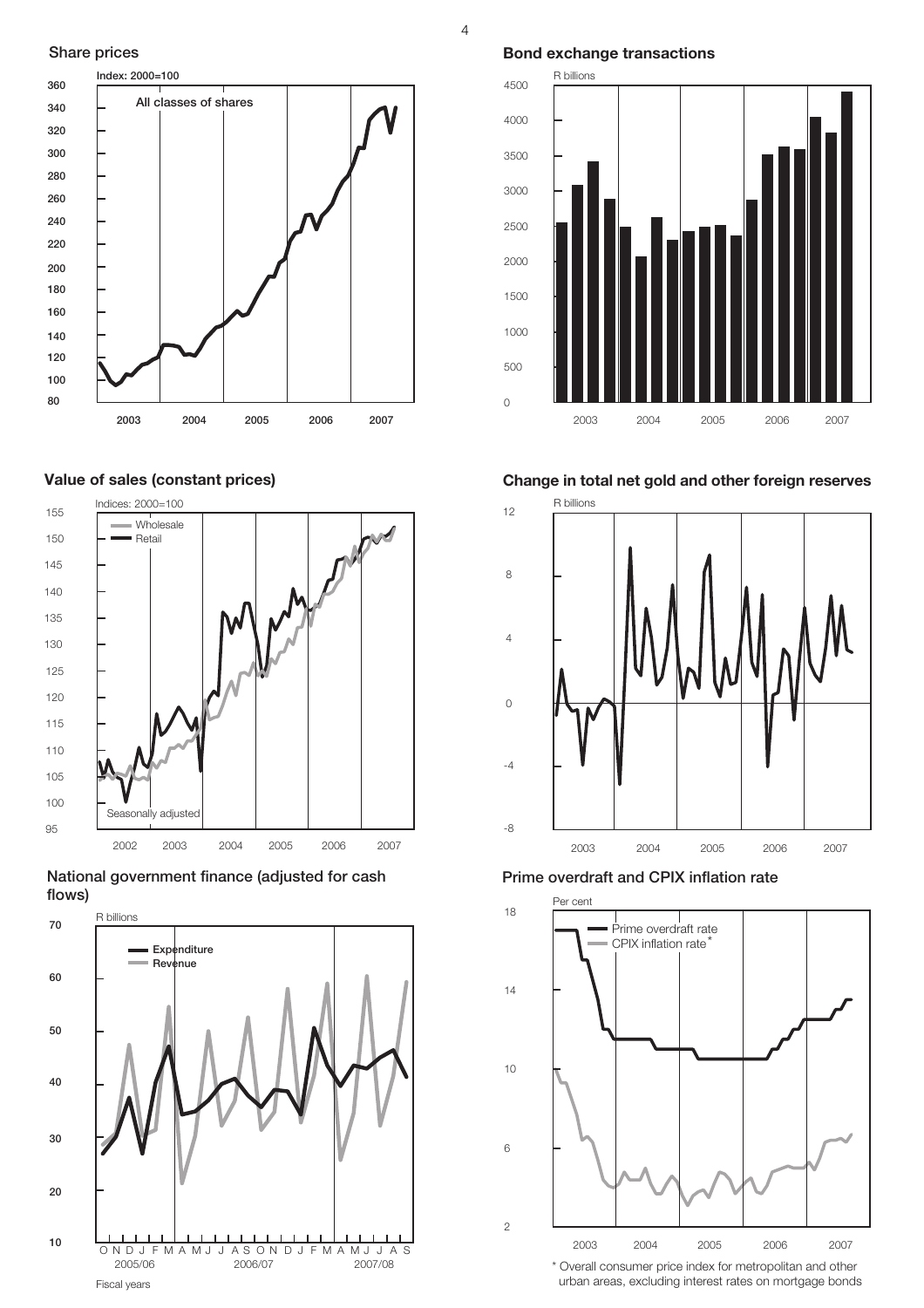## Share prices

Index: 2000=100

All classes of shares

360
340
320
300
280
260
240
220
200
180
160
140
120
100
80

2003 2004 2005 2006 2007

## Bond exchange transactions

R billions

4500
4000
3500
3000
2500
2000
1500
1000
500
0

2003 2004 2005 2006 2007

## Value of sales (constant prices)

Indices: 2000=100

Wholesale
Retail

155
150
145
140
135
130
125
120
115
110
105
100
95

Seasonally adjusted

2002 2003 2004 2005 2006 2007

## Change in total net gold and other foreign reserves

R billions

12
8
4
0
-4
-8

2003 2004 2005 2006 2007

## National government finance (adjusted for cash flows)

R billions

Expenditure
Revenue

70
60
50
40
30
20
10

O N D J F M A M J J A S O N D J F M A M J J A S

2005/06 2006/07 2007/08

Fiscal years

## Prime overdraft and CPIX inflation rate

Per cent

Prime overdraft rate
CPIX inflation rate*

18
14
10
6
2

2003 2004 2005 2006 2007

\* Overall consumer price index for metropolitan and other urban areas, excluding interest rates on mortgage bonds